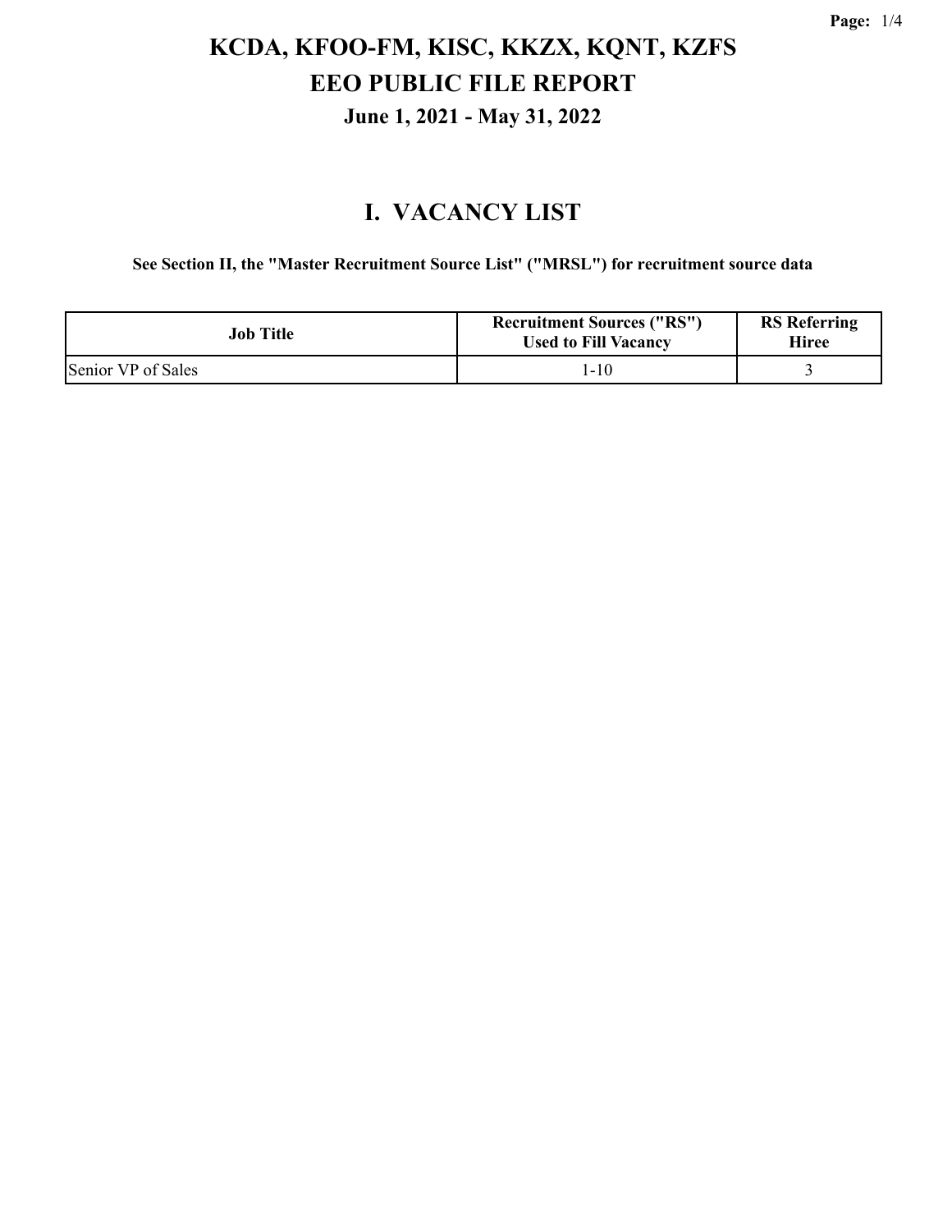# KCDA, KFOO-FM, KISC, KKZX, KQNT, KZFS

## EEO PUBLIC FILE REPORT

### June 1, 2021 - May 31, 2022

## I. VACANCY LIST

**See Section II, the "Master Recruitment Source List" ("MRSL") for recruitment source data**

| Job Title | Recruitment Sources ("RS") Used to Fill Vacancy | RS Referring Hiree |
|---|---|---|
| Senior VP of Sales | 1-10 | 3 |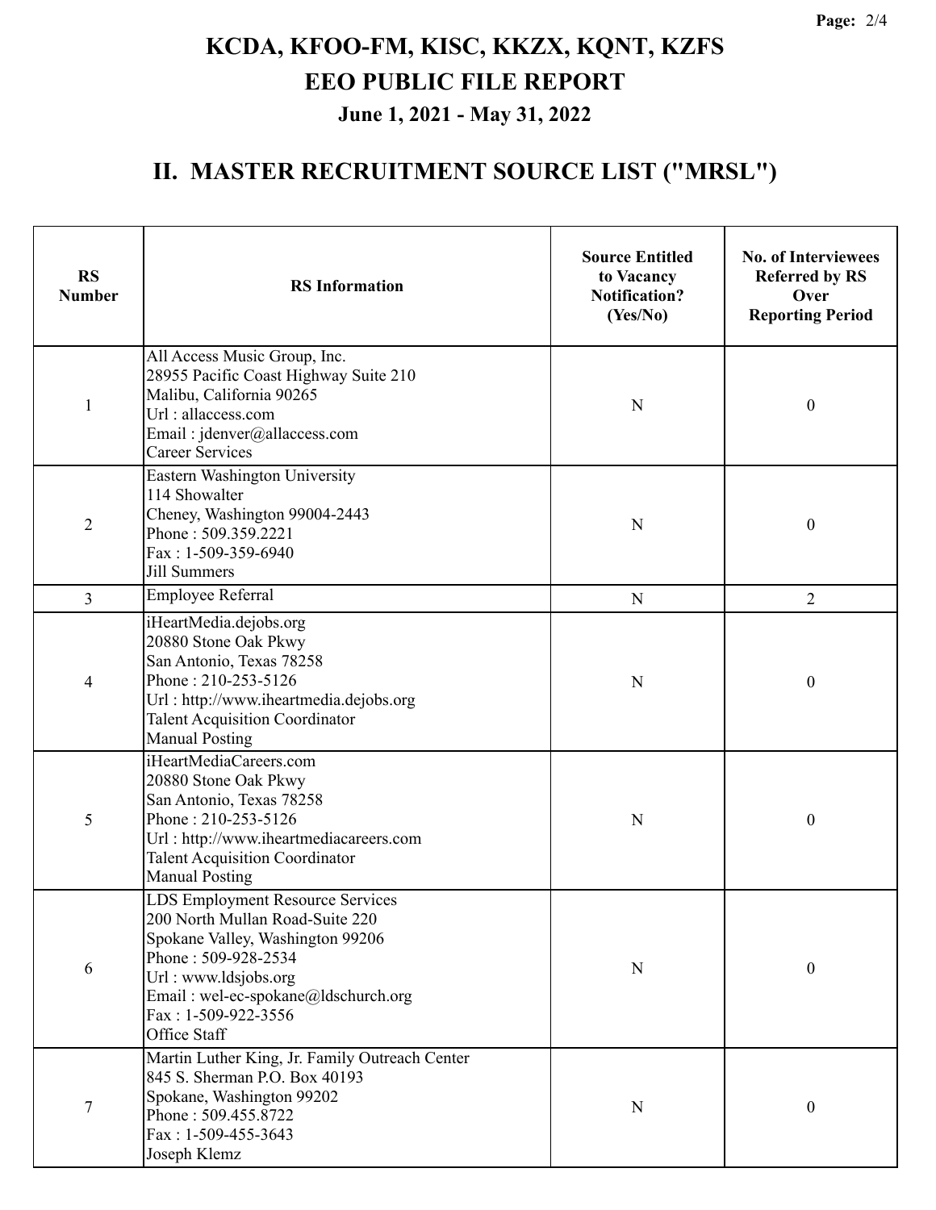# KCDA, KFOO-FM, KISC, KKZX, KQNT, KZFS

## EEO PUBLIC FILE REPORT

### June 1, 2021 - May 31, 2022

## II. MASTER RECRUITMENT SOURCE LIST ("MRSL")

| RS Number | RS Information | Source Entitled to Vacancy Notification? (Yes/No) | No. of Interviewees Referred by RS Over Reporting Period |
|---|---|---|---|
| 1 | All Access Music Group, Inc.<br>28955 Pacific Coast Highway Suite 210<br>Malibu, California 90265<br>Url : allaccess.com<br>Email : jdenver@allaccess.com<br>Career Services | N | 0 |
| 2 | Eastern Washington University<br>114 Showalter<br>Cheney, Washington 99004-2443<br>Phone : 509.359.2221<br>Fax : 1-509-359-6940<br>Jill Summers | N | 0 |
| 3 | Employee Referral | N | 2 |
| 4 | iHeartMedia.dejobs.org<br>20880 Stone Oak Pkwy<br>San Antonio, Texas 78258<br>Phone : 210-253-5126<br>Url : http://www.iheartmedia.dejobs.org<br>Talent Acquisition Coordinator<br>Manual Posting | N | 0 |
| 5 | iHeartMediaCareers.com<br>20880 Stone Oak Pkwy<br>San Antonio, Texas 78258<br>Phone : 210-253-5126<br>Url : http://www.iheartmediacareers.com<br>Talent Acquisition Coordinator<br>Manual Posting | N | 0 |
| 6 | LDS Employment Resource Services<br>200 North Mullan Road-Suite 220<br>Spokane Valley, Washington 99206<br>Phone : 509-928-2534<br>Url : www.ldsjobs.org<br>Email : wel-ec-spokane@ldschurch.org<br>Fax : 1-509-922-3556<br>Office Staff | N | 0 |
| 7 | Martin Luther King, Jr. Family Outreach Center<br>845 S. Sherman P.O. Box 40193<br>Spokane, Washington 99202<br>Phone : 509.455.8722<br>Fax : 1-509-455-3643<br>Joseph Klemz | N | 0 |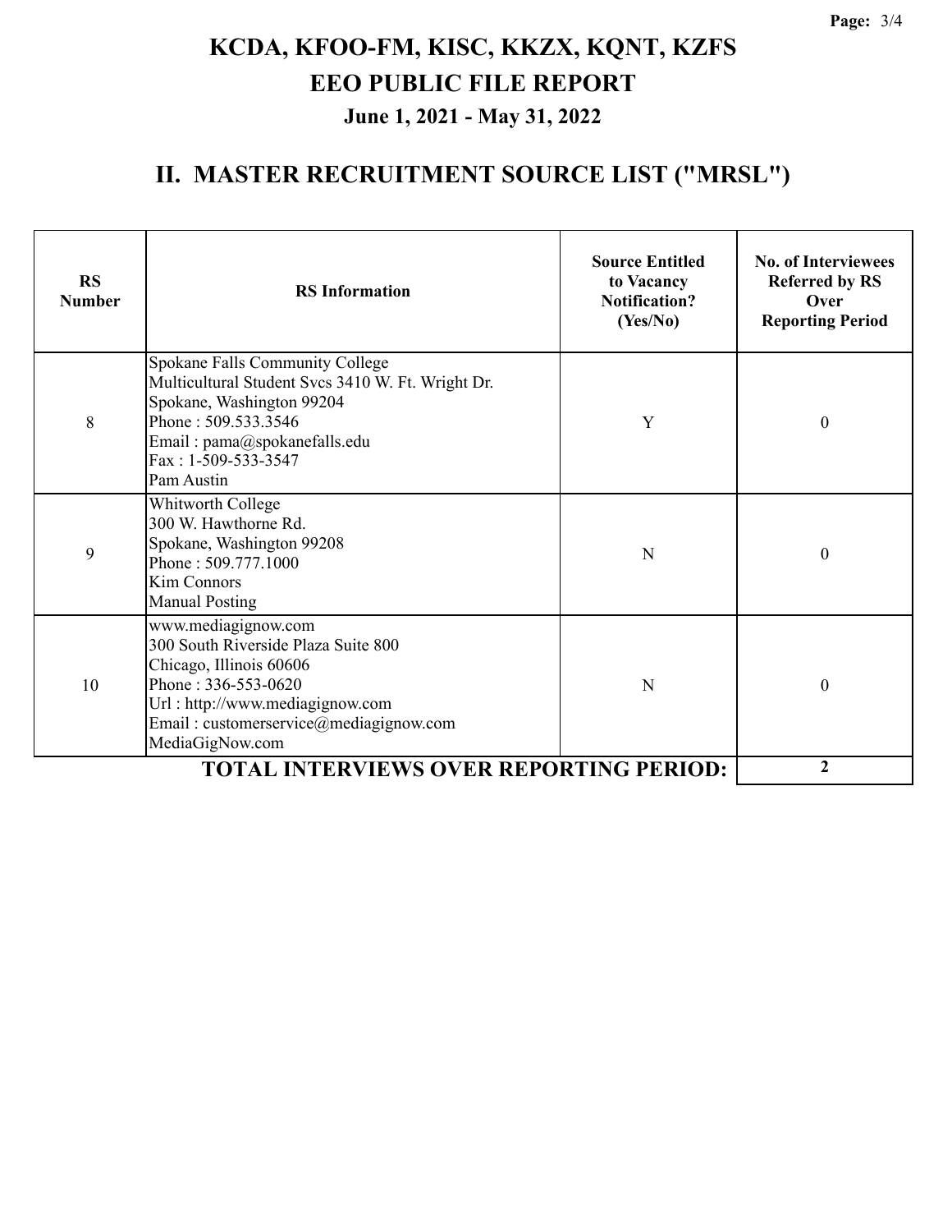# KCDA, KFOO-FM, KISC, KKZX, KQNT, KZFS

# EEO PUBLIC FILE REPORT

### June 1, 2021 - May 31, 2022

## II. MASTER RECRUITMENT SOURCE LIST ("MRSL")

| RS Number | RS Information | Source Entitled to Vacancy Notification? (Yes/No) | No. of Interviewees Referred by RS Over Reporting Period |
|---|---|---|---|
| 8 | Spokane Falls Community College<br>Multicultural Student Svcs 3410 W. Ft. Wright Dr.<br>Spokane, Washington 99204<br>Phone : 509.533.3546<br>Email : pama@spokanefalls.edu<br>Fax : 1-509-533-3547<br>Pam Austin | Y | 0 |
| 9 | Whitworth College<br>300 W. Hawthorne Rd.<br>Spokane, Washington 99208<br>Phone : 509.777.1000<br>Kim Connors<br>Manual Posting | N | 0 |
| 10 | www.mediagignow.com<br>300 South Riverside Plaza Suite 800<br>Chicago, Illinois 60606<br>Phone : 336-553-0620<br>Url : http://www.mediagignow.com<br>Email : customerservice@mediagignow.com<br>MediaGigNow.com | N | 0 |
| | **TOTAL INTERVIEWS OVER REPORTING PERIOD:** | | **2** |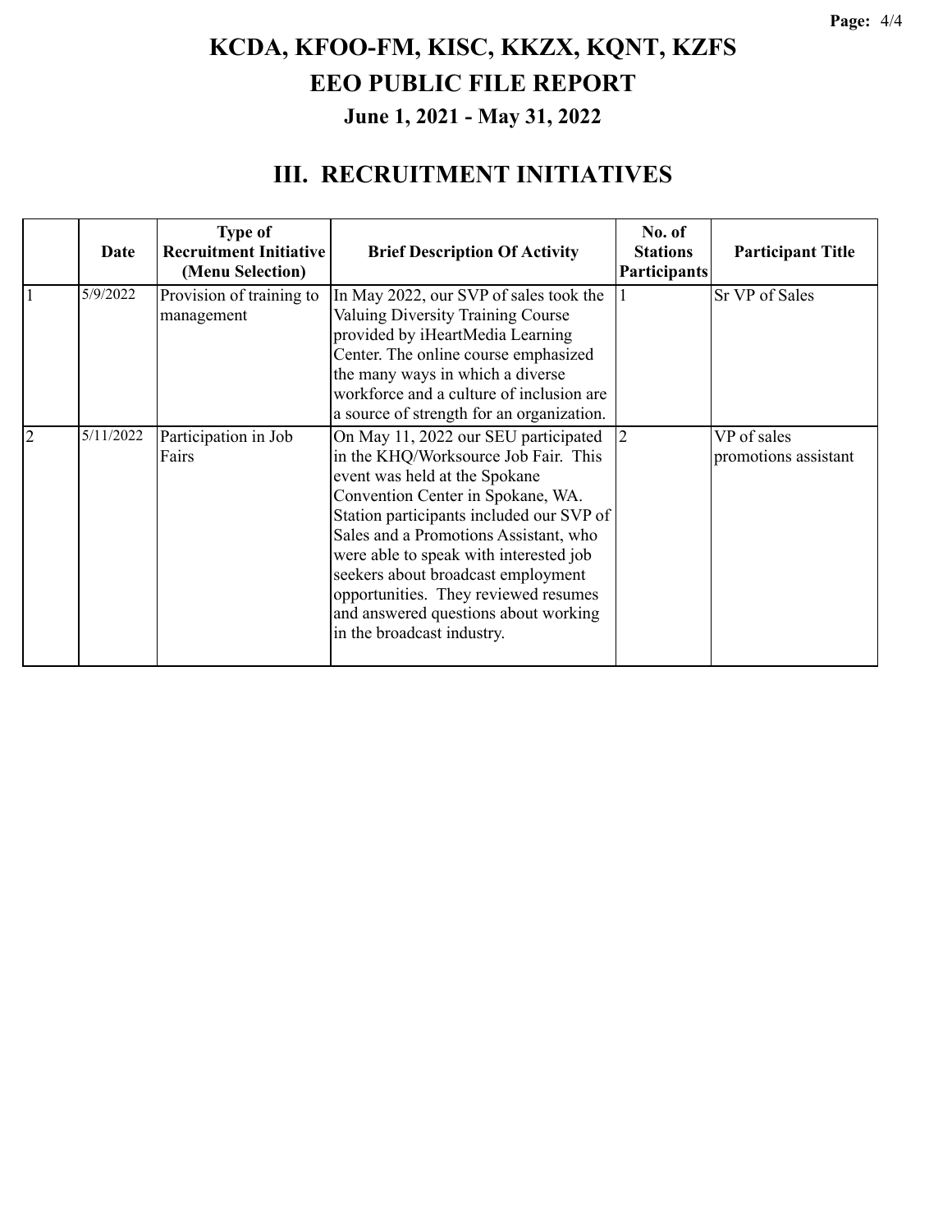# KCDA, KFOO-FM, KISC, KKZX, KQNT, KZFS

# EEO PUBLIC FILE REPORT

### June 1, 2021 - May 31, 2022

## III. RECRUITMENT INITIATIVES

| | Date | Type of Recruitment Initiative (Menu Selection) | Brief Description Of Activity | No. of Stations Participants | Participant Title |
|---|---|---|---|---|---|
| 1 | 5/9/2022 | Provision of training to management | In May 2022, our SVP of sales took the Valuing Diversity Training Course provided by iHeartMedia Learning Center. The online course emphasized the many ways in which a diverse workforce and a culture of inclusion are a source of strength for an organization. | 1 | Sr VP of Sales |
| 2 | 5/11/2022 | Participation in Job Fairs | On May 11, 2022 our SEU participated in the KHQ/Worksource Job Fair. This event was held at the Spokane Convention Center in Spokane, WA. Station participants included our SVP of Sales and a Promotions Assistant, who were able to speak with interested job seekers about broadcast employment opportunities. They reviewed resumes and answered questions about working in the broadcast industry. | 2 | VP of sales promotions assistant |